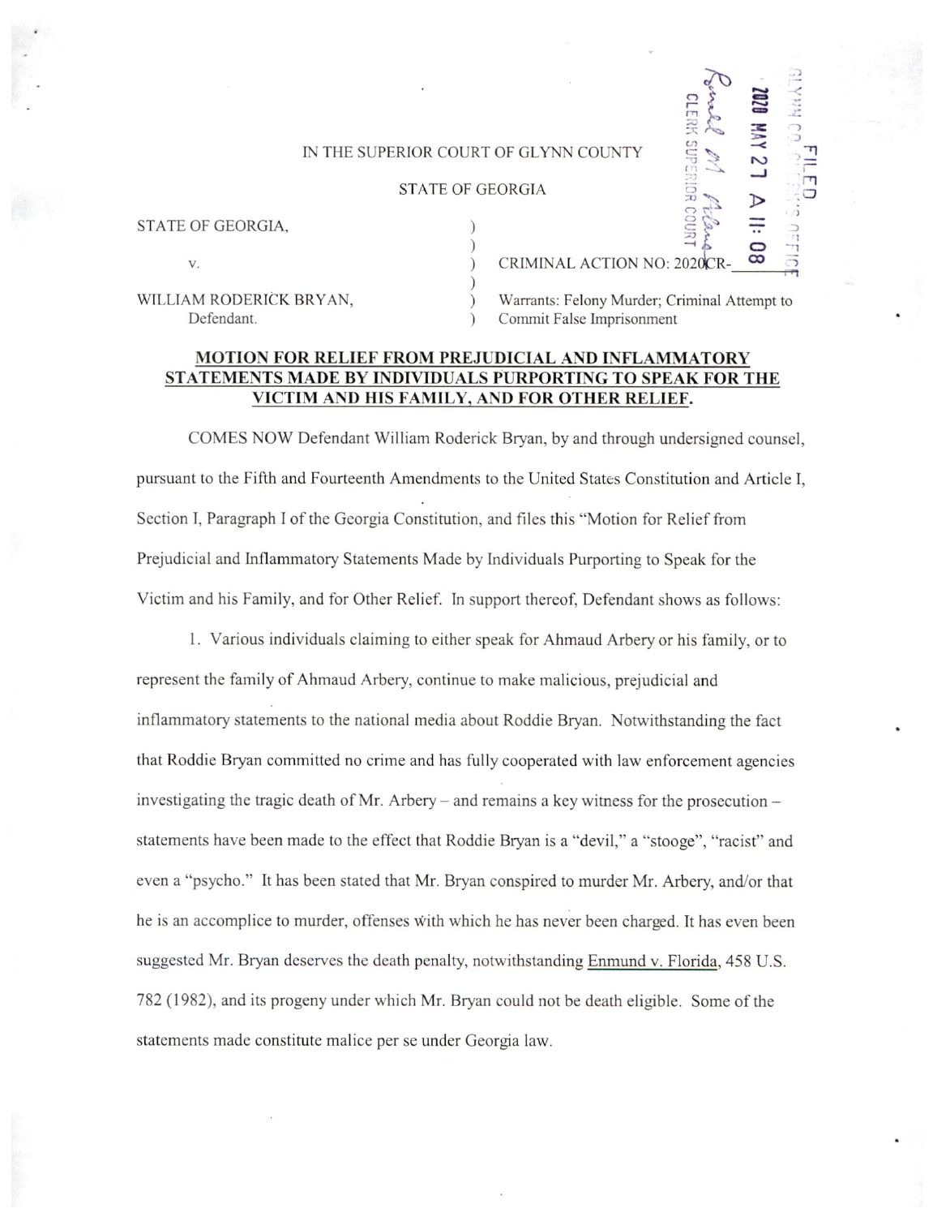IN THE SUPERIOR COURT OF GLYNN COUNTY

STATE OF GEORGIA

FILED GLYNN CO. CLERK'S OFFICE 2020 MAY 27 A 11:08 CLERK SUPERIOR COURT

STATE OF GEORGIA,

v.

WILLIAM RODERICK BRYAN,
Defendant.

CRIMINAL ACTION NO: 2020CR-\_\_\_\_\_

Warrants: Felony Murder; Criminal Attempt to Commit False Imprisonment

**MOTION FOR RELIEF FROM PREJUDICIAL AND INFLAMMATORY STATEMENTS MADE BY INDIVIDUALS PURPORTING TO SPEAK FOR THE VICTIM AND HIS FAMILY, AND FOR OTHER RELIEF.**

COMES NOW Defendant William Roderick Bryan, by and through undersigned counsel, pursuant to the Fifth and Fourteenth Amendments to the United States Constitution and Article I, Section I, Paragraph I of the Georgia Constitution, and files this "Motion for Relief from Prejudicial and Inflammatory Statements Made by Individuals Purporting to Speak for the Victim and his Family, and for Other Relief. In support thereof, Defendant shows as follows:

1. Various individuals claiming to either speak for Ahmaud Arbery or his family, or to represent the family of Ahmaud Arbery, continue to make malicious, prejudicial and inflammatory statements to the national media about Roddie Bryan. Notwithstanding the fact that Roddie Bryan committed no crime and has fully cooperated with law enforcement agencies investigating the tragic death of Mr. Arbery – and remains a key witness for the prosecution – statements have been made to the effect that Roddie Bryan is a "devil," a "stooge", "racist" and even a "psycho." It has been stated that Mr. Bryan conspired to murder Mr. Arbery, and/or that he is an accomplice to murder, offenses with which he has never been charged. It has even been suggested Mr. Bryan deserves the death penalty, notwithstanding Enmund v. Florida, 458 U.S. 782 (1982), and its progeny under which Mr. Bryan could not be death eligible. Some of the statements made constitute malice per se under Georgia law.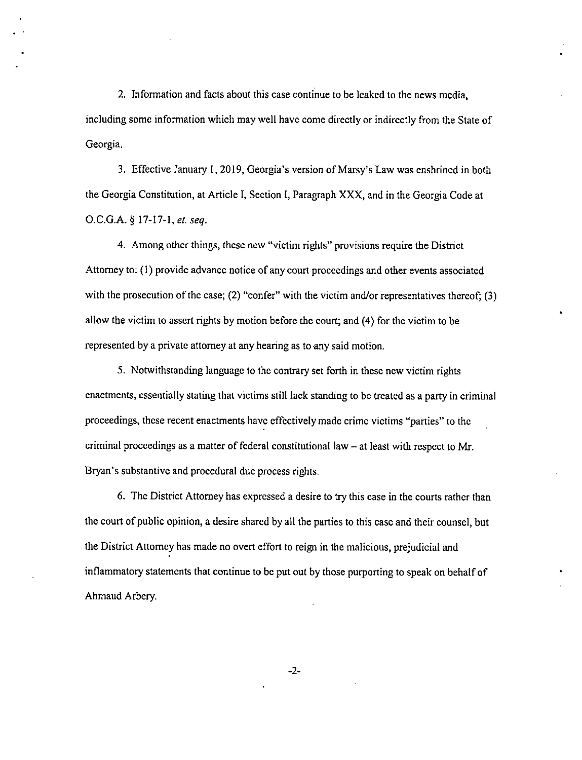2. Information and facts about this case continue to be leaked to the news media, including some information which may well have come directly or indirectly from the State of Georgia.

3. Effective January 1, 2019, Georgia's version of Marsy's Law was enshrined in both the Georgia Constitution, at Article I, Section I, Paragraph XXX, and in the Georgia Code at O.C.G.A. § 17-17-1, *et. seq.*

4. Among other things, these new "victim rights" provisions require the District Attorney to: (1) provide advance notice of any court proceedings and other events associated with the prosecution of the case; (2) "confer" with the victim and/or representatives thereof; (3) allow the victim to assert rights by motion before the court; and (4) for the victim to be represented by a private attorney at any hearing as to any said motion.

5. Notwithstanding language to the contrary set forth in these new victim rights enactments, essentially stating that victims still lack standing to be treated as a party in criminal proceedings, these recent enactments have effectively made crime victims "parties" to the criminal proceedings as a matter of federal constitutional law – at least with respect to Mr. Bryan's substantive and procedural due process rights.

6. The District Attorney has expressed a desire to try this case in the courts rather than the court of public opinion, a desire shared by all the parties to this case and their counsel, but the District Attorney has made no overt effort to reign in the malicious, prejudicial and inflammatory statements that continue to be put out by those purporting to speak on behalf of Ahmaud Arbery.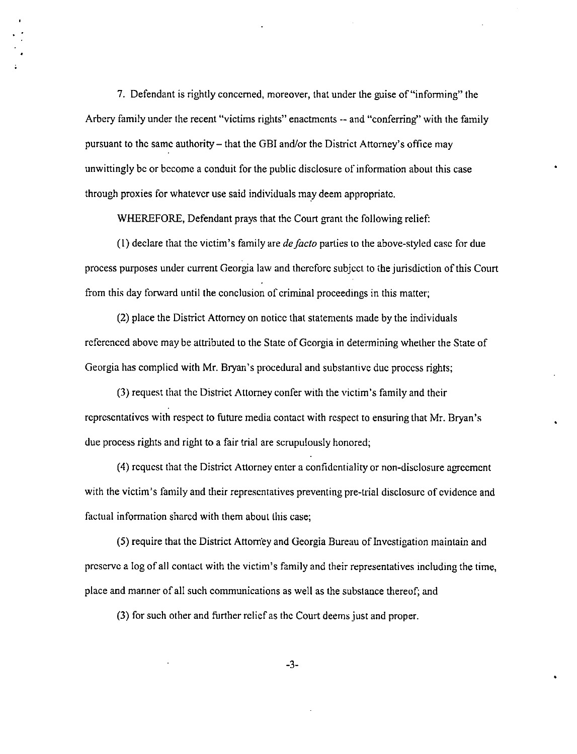7. Defendant is rightly concerned, moreover, that under the guise of "informing" the Arbery family under the recent "victims rights" enactments -- and "conferring" with the family pursuant to the same authority – that the GBI and/or the District Attorney's office may unwittingly be or become a conduit for the public disclosure of information about this case through proxies for whatever use said individuals may deem appropriate.

WHEREFORE, Defendant prays that the Court grant the following relief:

(1) declare that the victim's family are *de facto* parties to the above-styled case for due process purposes under current Georgia law and therefore subject to the jurisdiction of this Court from this day forward until the conclusion of criminal proceedings in this matter;

(2) place the District Attorney on notice that statements made by the individuals referenced above may be attributed to the State of Georgia in determining whether the State of Georgia has complied with Mr. Bryan's procedural and substantive due process rights;

(3) request that the District Attorney confer with the victim's family and their representatives with respect to future media contact with respect to ensuring that Mr. Bryan's due process rights and right to a fair trial are scrupulously honored;

(4) request that the District Attorney enter a confidentiality or non-disclosure agreement with the victim's family and their representatives preventing pre-trial disclosure of evidence and factual information shared with them about this case;

(5) require that the District Attorney and Georgia Bureau of Investigation maintain and preserve a log of all contact with the victim's family and their representatives including the time, place and manner of all such communications as well as the substance thereof; and

(3) for such other and further relief as the Court deems just and proper.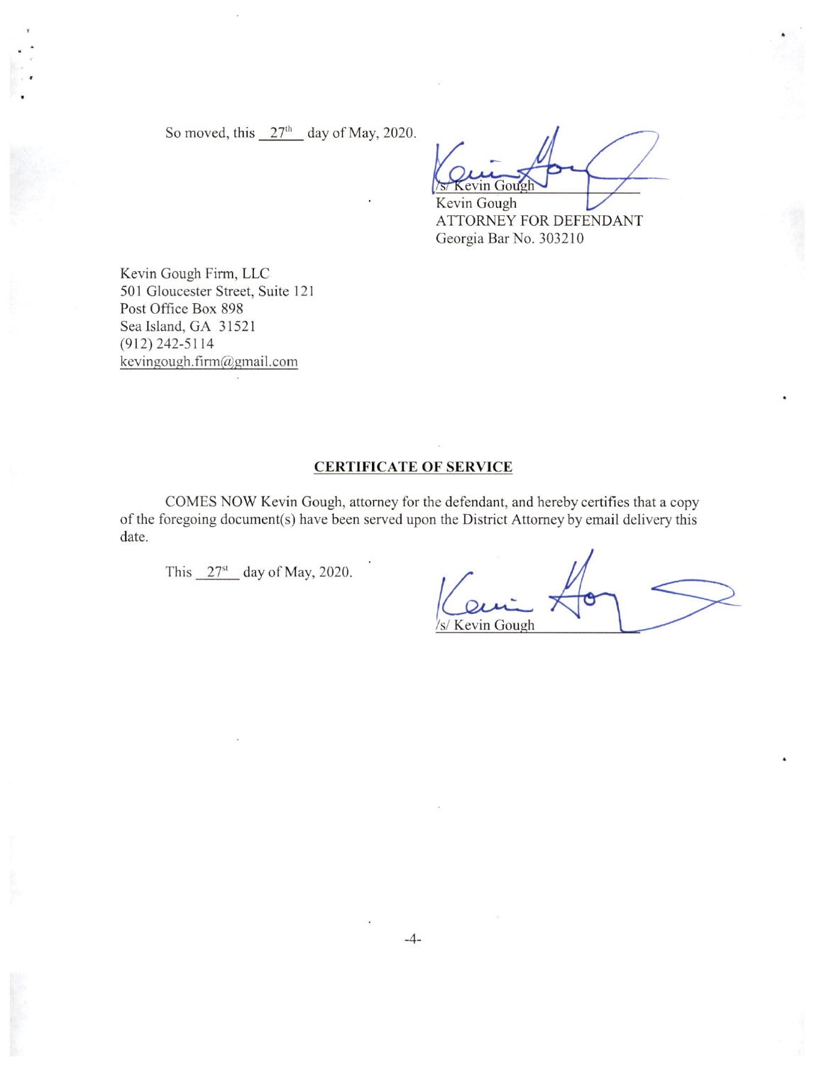So moved, this 27th day of May, 2020.

/s/ Kevin Gough
Kevin Gough
ATTORNEY FOR DEFENDANT
Georgia Bar No. 303210

Kevin Gough Firm, LLC
501 Gloucester Street, Suite 121
Post Office Box 898
Sea Island, GA 31521
(912) 242-5114
kevingough.firm@gmail.com

**CERTIFICATE OF SERVICE**

COMES NOW Kevin Gough, attorney for the defendant, and hereby certifies that a copy of the foregoing document(s) have been served upon the District Attorney by email delivery this date.

This 27st day of May, 2020.

/s/ Kevin Gough